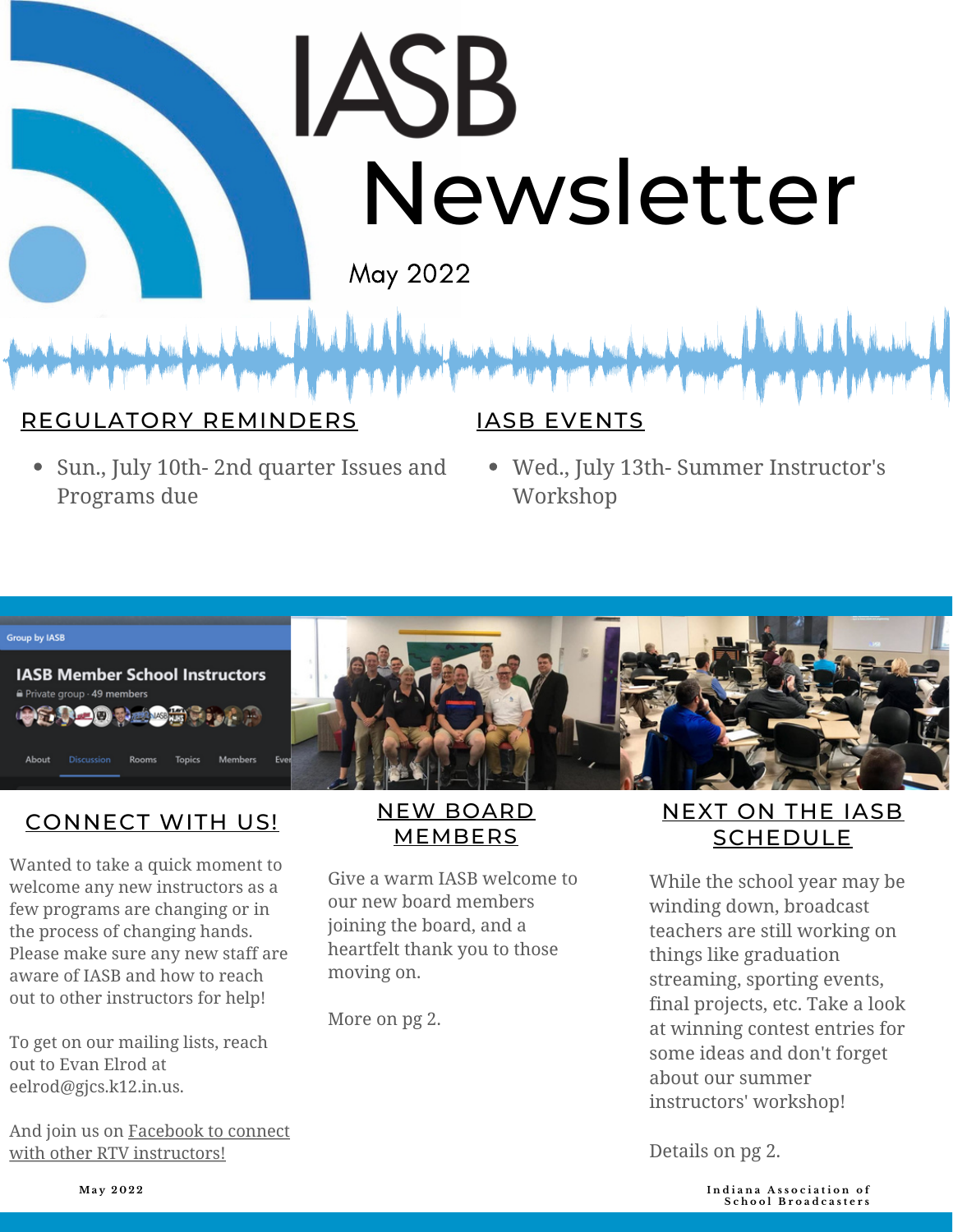# IASB Newsletter

May 2022

## REGULATORY REMINDERS

- Sun., July 10th- 2nd quarter Issues and Programs due

## IASB EVENTS

- Wed., July 13th- Summer Instructor's Workshop

## CONNECT WITH US!

Wanted to take a quick moment to welcome any new instructors as a few programs are changing or in the process of changing hands. Please make sure any new staff are aware of IASB and how to reach out to other instructors for help!

To get on our mailing lists, reach out to Evan Elrod at eelrod@gjcs.k12.in.us.

And join us on Facebook to connect with other RTV instructors!

## NEW BOARD MEMBERS

Give a warm IASB welcome to our new board members joining the board, and a heartfelt thank you to those moving on.

More on pg 2.

## NEXT ON THE IASB SCHEDULE

While the school year may be winding down, broadcast teachers are still working on things like graduation streaming, sporting events, final projects, etc. Take a look at winning contest entries for some ideas and don't forget about our summer instructors' workshop!

Details on pg 2.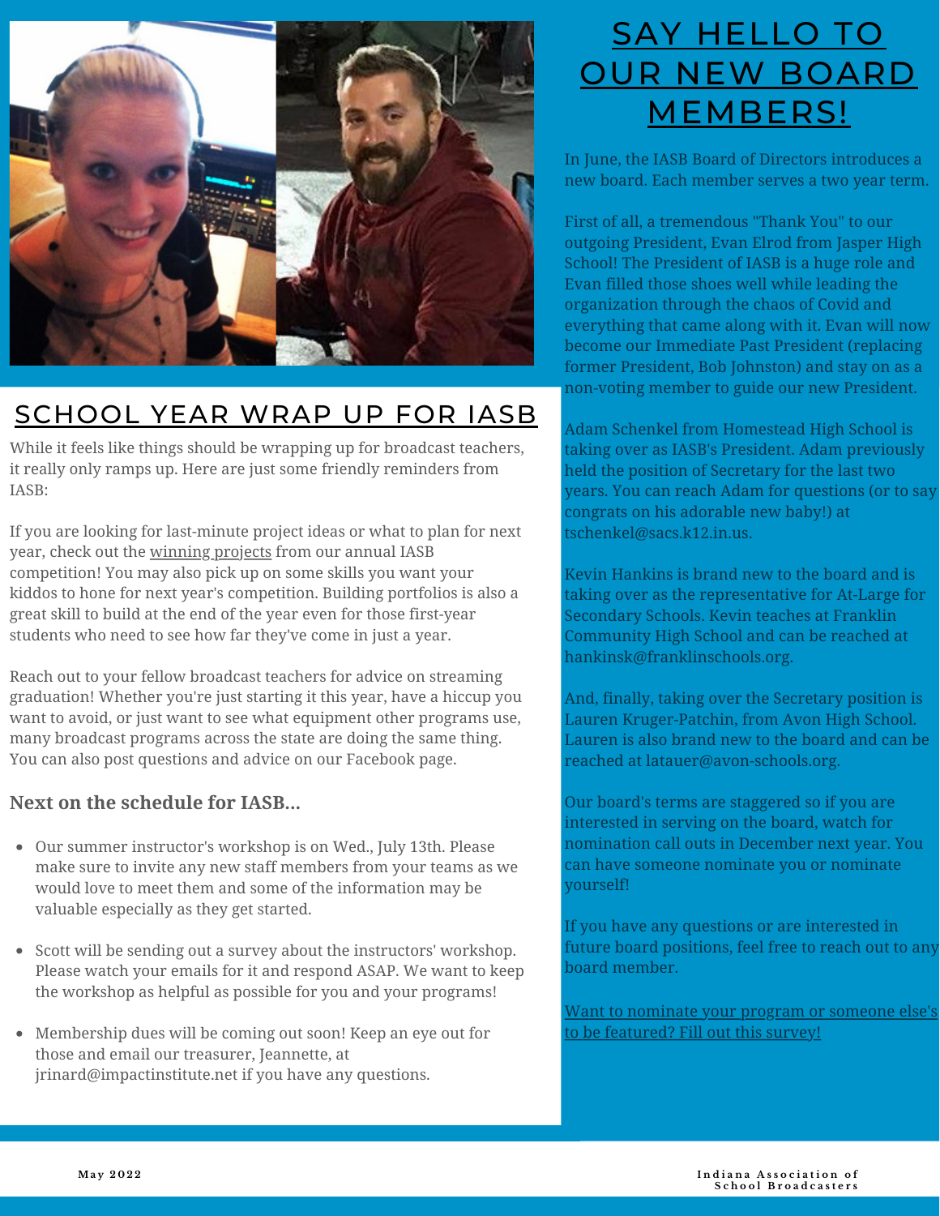## SCHOOL YEAR WRAP UP FOR IASB

While it feels like things should be wrapping up for broadcast teachers, it really only ramps up. Here are just some friendly reminders from IASB:

If you are looking for last-minute project ideas or what to plan for next year, check out the winning projects from our annual IASB competition! You may also pick up on some skills you want your kiddos to hone for next year's competition. Building portfolios is also a great skill to build at the end of the year even for those first-year students who need to see how far they've come in just a year.

Reach out to your fellow broadcast teachers for advice on streaming graduation! Whether you're just starting it this year, have a hiccup you want to avoid, or just want to see what equipment other programs use, many broadcast programs across the state are doing the same thing. You can also post questions and advice on our Facebook page.

### Next on the schedule for IASB...

- Our summer instructor's workshop is on Wed., July 13th. Please make sure to invite any new staff members from your teams as we would love to meet them and some of the information may be valuable especially as they get started.
- Scott will be sending out a survey about the instructors' workshop. Please watch your emails for it and respond ASAP. We want to keep the workshop as helpful as possible for you and your programs!
- Membership dues will be coming out soon! Keep an eye out for those and email our treasurer, Jeannette, at jrinard@impactinstitute.net if you have any questions.

## SAY HELLO TO OUR NEW BOARD MEMBERS!

In June, the IASB Board of Directors introduces a new board. Each member serves a two year term.

First of all, a tremendous "Thank You" to our outgoing President, Evan Elrod from Jasper High School! The President of IASB is a huge role and Evan filled those shoes well while leading the organization through the chaos of Covid and everything that came along with it. Evan will now become our Immediate Past President (replacing former President, Bob Johnston) and stay on as a non-voting member to guide our new President.

Adam Schenkel from Homestead High School is taking over as IASB's President. Adam previously held the position of Secretary for the last two years. You can reach Adam for questions (or to say congrats on his adorable new baby!) at tschenkel@sacs.k12.in.us.

Kevin Hankins is brand new to the board and is taking over as the representative for At-Large for Secondary Schools. Kevin teaches at Franklin Community High School and can be reached at hankinsk@franklinschools.org.

And, finally, taking over the Secretary position is Lauren Kruger-Patchin, from Avon High School. Lauren is also brand new to the board and can be reached at latauer@avon-schools.org.

Our board's terms are staggered so if you are interested in serving on the board, watch for nomination call outs in December next year. You can have someone nominate you or nominate yourself!

If you have any questions or are interested in future board positions, feel free to reach out to any board member.

Want to nominate your program or someone else's to be featured? Fill out this survey!